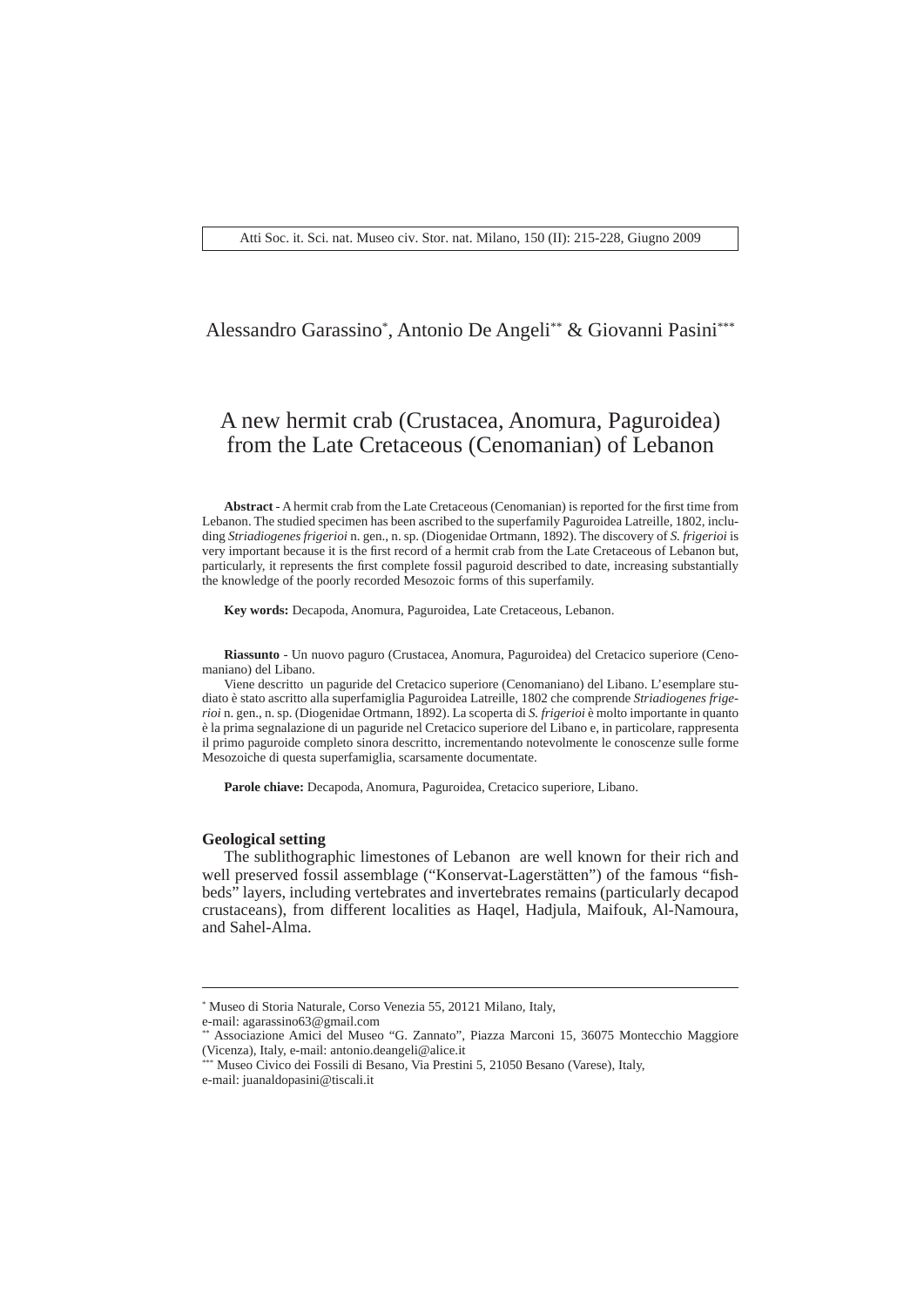Alessandro Garassino[*], Antonio De Angeli[**] & Giovanni Pasini[***]

# A new hermit crab (Crustacea, Anomura, Paguroidea) from the Late Cretaceous (Cenomanian) of Lebanon

**Abstract** - A hermit crab from the Late Cretaceous (Cenomanian) is reported for the first time from Lebanon. The studied specimen has been ascribed to the superfamily Paguroidea Latreille, 1802, including *Striadiogenes frigerioi* n. gen., n. sp. (Diogenidae Ortmann, 1892). The discovery of *S. frigerioi* is very important because it is the first record of a hermit crab from the Late Cretaceous of Lebanon but, particularly, it represents the first complete fossil paguroid described to date, increasing substantially the knowledge of the poorly recorded Mesozoic forms of this superfamily.

**Key words:** Decapoda, Anomura, Paguroidea, Late Cretaceous, Lebanon.

**Riassunto** - Un nuovo paguro (Crustacea, Anomura, Paguroidea) del Cretacico superiore (Cenomaniano) del Libano.

Viene descritto un paguride del Cretacico superiore (Cenomaniano) del Libano. L'esemplare studiato è stato ascritto alla superfamiglia Paguroidea Latreille, 1802 che comprende *Striadiogenes frigerioi* n. gen., n. sp. (Diogenidae Ortmann, 1892). La scoperta di *S. frigerioi* è molto importante in quanto è la prima segnalazione di un paguride nel Cretacico superiore del Libano e, in particolare, rappresenta il primo paguroide completo sinora descritto, incrementando notevolmente le conoscenze sulle forme Mesozoiche di questa superfamiglia, scarsamente documentate.

**Parole chiave:** Decapoda, Anomura, Paguroidea, Cretacico superiore, Libano.

## Geological setting

The sublithographic limestones of Lebanon are well known for their rich and well preserved fossil assemblage ("Konservat-Lagerstätten") of the famous "fish-beds" layers, including vertebrates and invertebrates remains (particularly decapod crustaceans), from different localities as Haqel, Hadjula, Maifouk, Al-Namoura, and Sahel-Alma.

---

[*] Museo di Storia Naturale, Corso Venezia 55, 20121 Milano, Italy, e-mail: agarassino63@gmail.com

[**] Associazione Amici del Museo "G. Zannato", Piazza Marconi 15, 36075 Montecchio Maggiore (Vicenza), Italy, e-mail: antonio.deangeli@alice.it

[***] Museo Civico dei Fossili di Besano, Via Prestini 5, 21050 Besano (Varese), Italy, e-mail: juanaldopasini@tiscali.it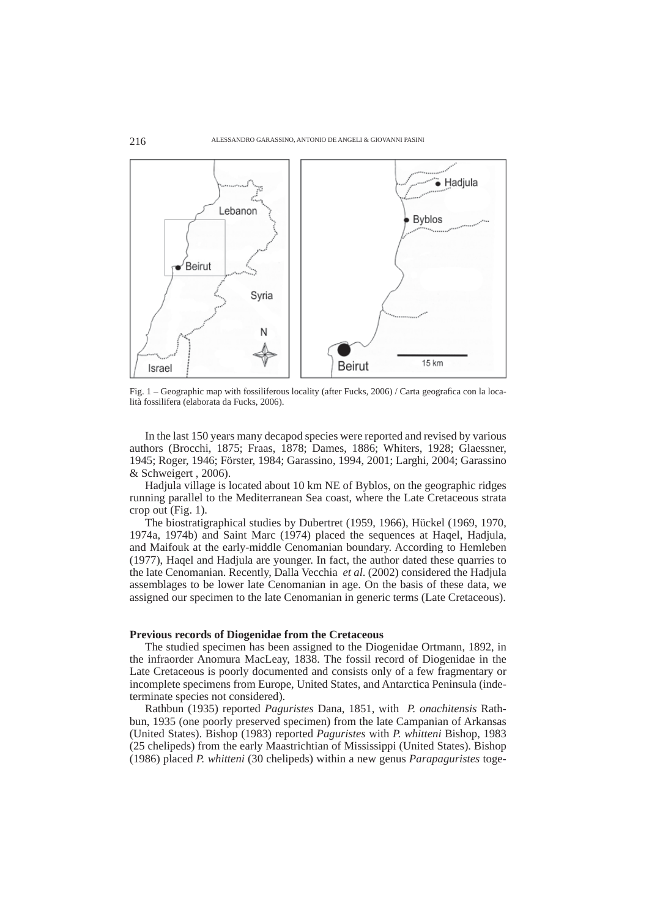Fig. 1 – Geographic map with fossiliferous locality (after Fucks, 2006) / Carta geografica con la località fossilifera (elaborata da Fucks, 2006).

In the last 150 years many decapod species were reported and revised by various authors (Brocchi, 1875; Fraas, 1878; Dames, 1886; Whiters, 1928; Glaessner, 1945; Roger, 1946; Förster, 1984; Garassino, 1994, 2001; Larghi, 2004; Garassino & Schweigert , 2006).

Hadjula village is located about 10 km NE of Byblos, on the geographic ridges running parallel to the Mediterranean Sea coast, where the Late Cretaceous strata crop out (Fig. 1).

The biostratigraphical studies by Dubertret (1959, 1966), Hückel (1969, 1970, 1974a, 1974b) and Saint Marc (1974) placed the sequences at Haqel, Hadjula, and Maifouk at the early-middle Cenomanian boundary. According to Hemleben (1977), Haqel and Hadjula are younger. In fact, the author dated these quarries to the late Cenomanian. Recently, Dalla Vecchia *et al.* (2002) considered the Hadjula assemblages to be lower late Cenomanian in age. On the basis of these data, we assigned our specimen to the late Cenomanian in generic terms (Late Cretaceous).

## Previous records of Diogenidae from the Cretaceous

The studied specimen has been assigned to the Diogenidae Ortmann, 1892, in the infraorder Anomura MacLeay, 1838. The fossil record of Diogenidae in the Late Cretaceous is poorly documented and consists only of a few fragmentary or incomplete specimens from Europe, United States, and Antarctica Peninsula (indeterminate species not considered).

Rathbun (1935) reported *Paguristes* Dana, 1851, with *P. onachitensis* Rathbun, 1935 (one poorly preserved specimen) from the late Campanian of Arkansas (United States). Bishop (1983) reported *Paguristes* with *P. whitteni* Bishop, 1983 (25 chelipeds) from the early Maastrichtian of Mississippi (United States). Bishop (1986) placed *P. whitteni* (30 chelipeds) within a new genus *Parapaguristes* toge-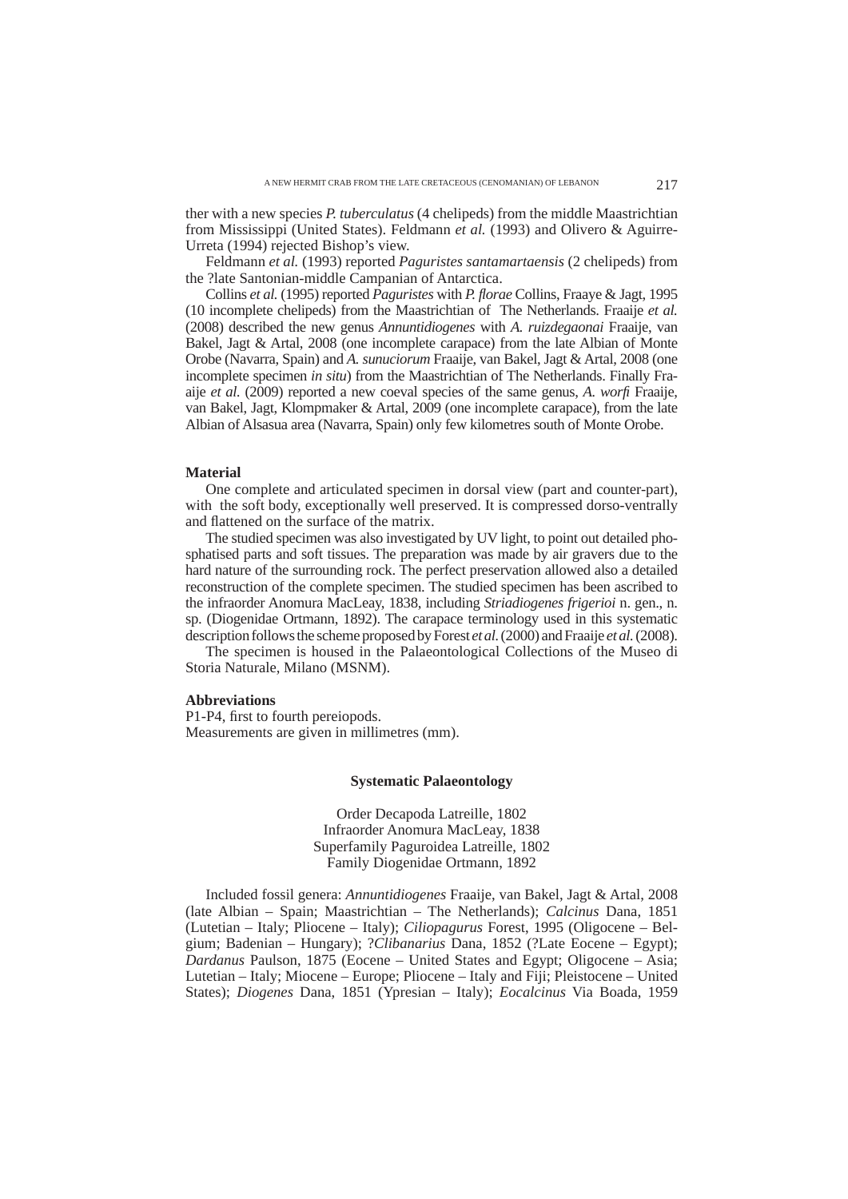ther with a new species *P. tuberculatus* (4 chelipeds) from the middle Maastrichtian from Mississippi (United States). Feldmann *et al.* (1993) and Olivero & Aguirre-Urreta (1994) rejected Bishop's view.

Feldmann *et al.* (1993) reported *Paguristes santamartaensis* (2 chelipeds) from the ?late Santonian-middle Campanian of Antarctica.

Collins *et al.* (1995) reported *Paguristes* with *P. florae* Collins, Fraaye & Jagt, 1995 (10 incomplete chelipeds) from the Maastrichtian of The Netherlands. Fraaije *et al.* (2008) described the new genus *Annuntidiogenes* with *A. ruizdegaonai* Fraaije, van Bakel, Jagt & Artal, 2008 (one incomplete carapace) from the late Albian of Monte Orobe (Navarra, Spain) and *A. sunuciorum* Fraaije, van Bakel, Jagt & Artal, 2008 (one incomplete specimen *in situ*) from the Maastrichtian of The Netherlands. Finally Fraaije *et al.* (2009) reported a new coeval species of the same genus, *A. worfi* Fraaije, van Bakel, Jagt, Klompmaker & Artal, 2009 (one incomplete carapace), from the late Albian of Alsasua area (Navarra, Spain) only few kilometres south of Monte Orobe.

## Material

One complete and articulated specimen in dorsal view (part and counter-part), with the soft body, exceptionally well preserved. It is compressed dorso-ventrally and flattened on the surface of the matrix.

The studied specimen was also investigated by UV light, to point out detailed phosphatised parts and soft tissues. The preparation was made by air gravers due to the hard nature of the surrounding rock. The perfect preservation allowed also a detailed reconstruction of the complete specimen. The studied specimen has been ascribed to the infraorder Anomura MacLeay, 1838, including *Striadiogenes frigerioi* n. gen., n. sp. (Diogenidae Ortmann, 1892). The carapace terminology used in this systematic description follows the scheme proposed by Forest *et al.* (2000) and Fraaije *et al.* (2008).

The specimen is housed in the Palaeontological Collections of the Museo di Storia Naturale, Milano (MSNM).

## Abbreviations

P1-P4, first to fourth pereiopods.
Measurements are given in millimetres (mm).

## Systematic Palaeontology

Order Decapoda Latreille, 1802
Infraorder Anomura MacLeay, 1838
Superfamily Paguroidea Latreille, 1802
Family Diogenidae Ortmann, 1892

Included fossil genera: *Annuntidiogenes* Fraaije, van Bakel, Jagt & Artal, 2008 (late Albian – Spain; Maastrichtian – The Netherlands); *Calcinus* Dana, 1851 (Lutetian – Italy; Pliocene – Italy); *Ciliopagurus* Forest, 1995 (Oligocene – Belgium; Badenian – Hungary); ?*Clibanarius* Dana, 1852 (?Late Eocene – Egypt); *Dardanus* Paulson, 1875 (Eocene – United States and Egypt; Oligocene – Asia; Lutetian – Italy; Miocene – Europe; Pliocene – Italy and Fiji; Pleistocene – United States); *Diogenes* Dana, 1851 (Ypresian – Italy); *Eocalcinus* Via Boada, 1959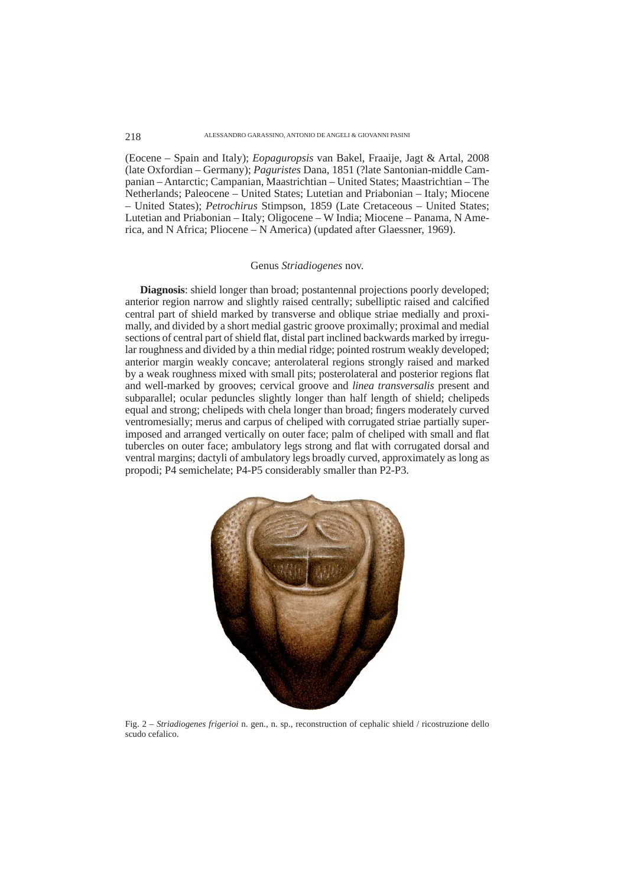(Eocene – Spain and Italy); *Eopaguropsis* van Bakel, Fraaije, Jagt & Artal, 2008 (late Oxfordian – Germany); *Paguristes* Dana, 1851 (?late Santonian-middle Campanian – Antarctic; Campanian, Maastrichtian – United States; Maastrichtian – The Netherlands; Paleocene – United States; Lutetian and Priabonian – Italy; Miocene – United States); *Petrochirus* Stimpson, 1859 (Late Cretaceous – United States; Lutetian and Priabonian – Italy; Oligocene – W India; Miocene – Panama, N America, and N Africa; Pliocene – N America) (updated after Glaessner, 1969).

## Genus *Striadiogenes* nov.

**Diagnosis**: shield longer than broad; postantennal projections poorly developed; anterior region narrow and slightly raised centrally; subelliptic raised and calcified central part of shield marked by transverse and oblique striae medially and proximally, and divided by a short medial gastric groove proximally; proximal and medial sections of central part of shield flat, distal part inclined backwards marked by irregular roughness and divided by a thin medial ridge; pointed rostrum weakly developed; anterior margin weakly concave; anterolateral regions strongly raised and marked by a weak roughness mixed with small pits; posterolateral and posterior regions flat and well-marked by grooves; cervical groove and *linea transversalis* present and subparallel; ocular peduncles slightly longer than half length of shield; chelipeds equal and strong; chelipeds with chela longer than broad; fingers moderately curved ventromesially; merus and carpus of cheliped with corrugated striae partially superimposed and arranged vertically on outer face; palm of cheliped with small and flat tubercles on outer face; ambulatory legs strong and flat with corrugated dorsal and ventral margins; dactyli of ambulatory legs broadly curved, approximately as long as propodi; P4 semichelate; P4-P5 considerably smaller than P2-P3.

Fig. 2 – *Striadiogenes frigerioi* n. gen., n. sp., reconstruction of cephalic shield / ricostruzione dello scudo cefalico.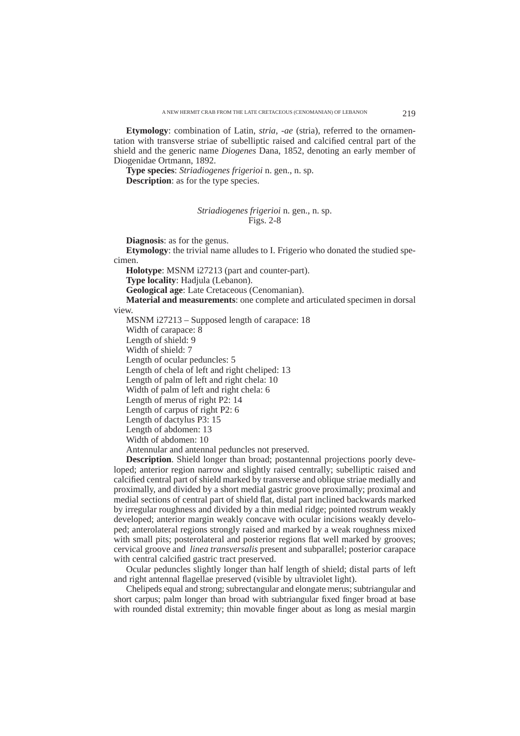**Etymology**: combination of Latin, *stria, -ae* (stria), referred to the ornamentation with transverse striae of subelliptic raised and calcified central part of the shield and the generic name *Diogenes* Dana, 1852, denoting an early member of Diogenidae Ortmann, 1892.

**Type species**: *Striadiogenes frigerioi* n. gen., n. sp.

**Description**: as for the type species.

*Striadiogenes frigerioi* n. gen., n. sp.
Figs. 2-8

**Diagnosis**: as for the genus.

**Etymology**: the trivial name alludes to I. Frigerio who donated the studied specimen.

**Holotype**: MSNM i27213 (part and counter-part).

**Type locality**: Hadjula (Lebanon).

**Geological age**: Late Cretaceous (Cenomanian).

**Material and measurements**: one complete and articulated specimen in dorsal view.

MSNM i27213 – Supposed length of carapace: 18
Width of carapace: 8
Length of shield: 9
Width of shield: 7
Length of ocular peduncles: 5
Length of chela of left and right cheliped: 13
Length of palm of left and right chela: 10
Width of palm of left and right chela: 6
Length of merus of right P2: 14
Length of carpus of right P2: 6
Length of dactylus P3: 15
Length of abdomen: 13
Width of abdomen: 10
Antennular and antennal peduncles not preserved.

**Description**. Shield longer than broad; postantennal projections poorly developed; anterior region narrow and slightly raised centrally; subelliptic raised and calcified central part of shield marked by transverse and oblique striae medially and proximally, and divided by a short medial gastric groove proximally; proximal and medial sections of central part of shield flat, distal part inclined backwards marked by irregular roughness and divided by a thin medial ridge; pointed rostrum weakly developed; anterior margin weakly concave with ocular incisions weakly developed; anterolateral regions strongly raised and marked by a weak roughness mixed with small pits; posterolateral and posterior regions flat well marked by grooves; cervical groove and *linea transversalis* present and subparallel; posterior carapace with central calcified gastric tract preserved.

Ocular peduncles slightly longer than half length of shield; distal parts of left and right antennal flagellae preserved (visible by ultraviolet light).

Chelipeds equal and strong; subrectangular and elongate merus; subtriangular and short carpus; palm longer than broad with subtriangular fixed finger broad at base with rounded distal extremity; thin movable finger about as long as mesial margin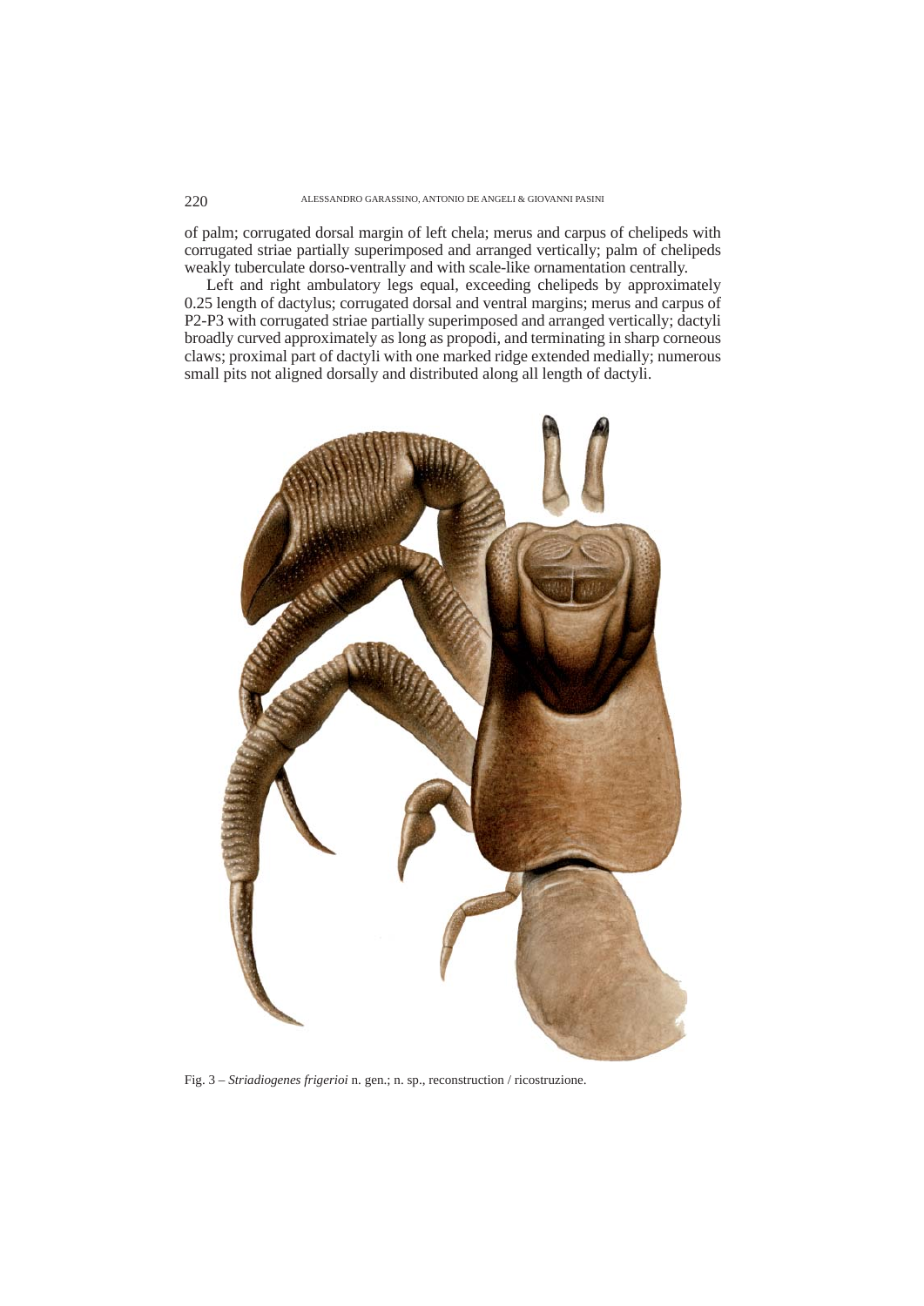of palm; corrugated dorsal margin of left chela; merus and carpus of chelipeds with corrugated striae partially superimposed and arranged vertically; palm of chelipeds weakly tuberculate dorso-ventrally and with scale-like ornamentation centrally.

Left and right ambulatory legs equal, exceeding chelipeds by approximately 0.25 length of dactylus; corrugated dorsal and ventral margins; merus and carpus of P2-P3 with corrugated striae partially superimposed and arranged vertically; dactyli broadly curved approximately as long as propodi, and terminating in sharp corneous claws; proximal part of dactyli with one marked ridge extended medially; numerous small pits not aligned dorsally and distributed along all length of dactyli.

Fig. 3 – *Striadiogenes frigerioi* n. gen.; n. sp., reconstruction / ricostruzione.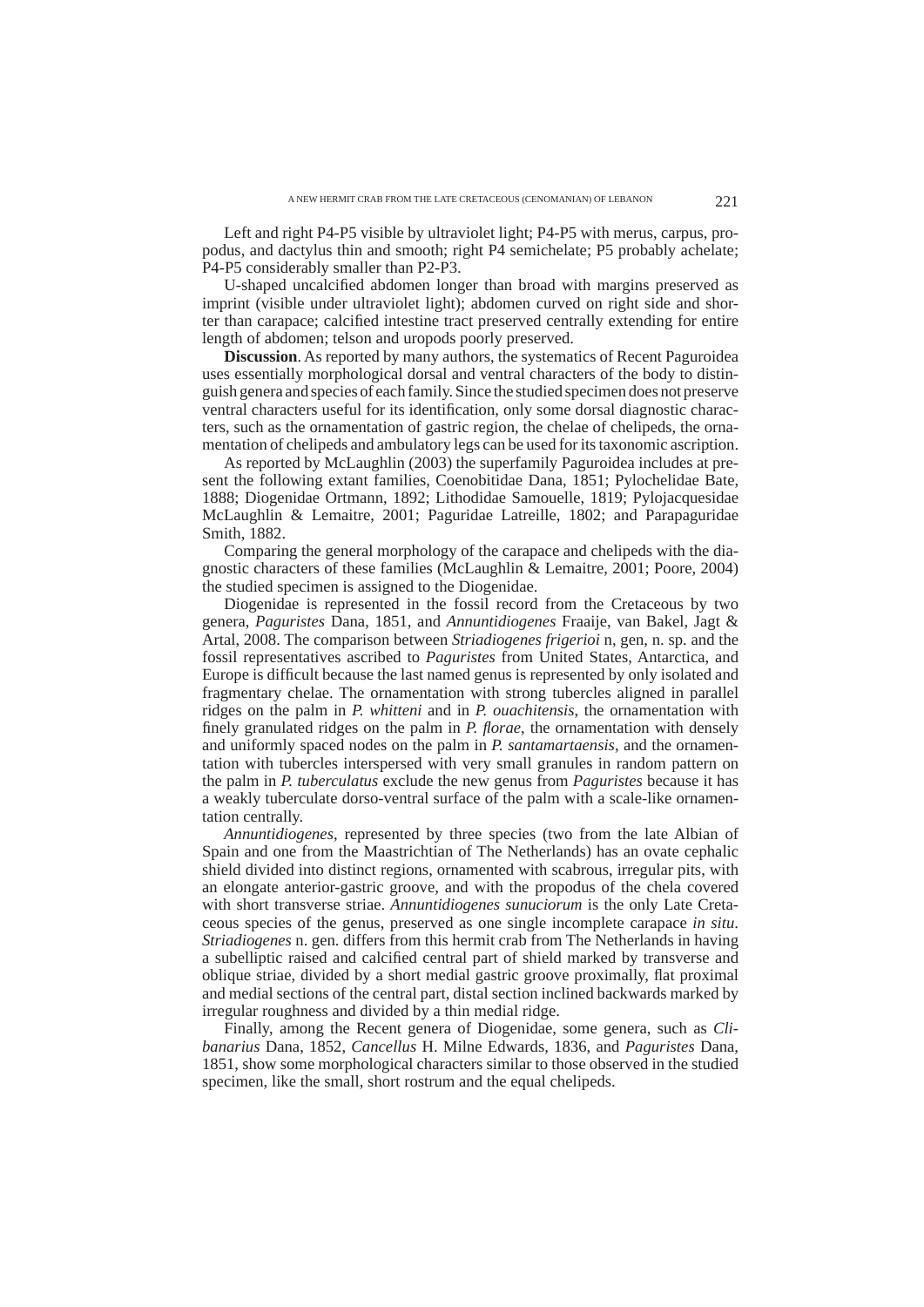Left and right P4-P5 visible by ultraviolet light; P4-P5 with merus, carpus, propodus, and dactylus thin and smooth; right P4 semichelate; P5 probably achelate; P4-P5 considerably smaller than P2-P3.

U-shaped uncalcified abdomen longer than broad with margins preserved as imprint (visible under ultraviolet light); abdomen curved on right side and shorter than carapace; calcified intestine tract preserved centrally extending for entire length of abdomen; telson and uropods poorly preserved.

**Discussion**. As reported by many authors, the systematics of Recent Paguroidea uses essentially morphological dorsal and ventral characters of the body to distinguish genera and species of each family. Since the studied specimen does not preserve ventral characters useful for its identification, only some dorsal diagnostic characters, such as the ornamentation of gastric region, the chelae of chelipeds, the ornamentation of chelipeds and ambulatory legs can be used for its taxonomic ascription.

As reported by McLaughlin (2003) the superfamily Paguroidea includes at present the following extant families, Coenobitidae Dana, 1851; Pylochelidae Bate, 1888; Diogenidae Ortmann, 1892; Lithodidae Samouelle, 1819; Pylojacquesidae McLaughlin & Lemaitre, 2001; Paguridae Latreille, 1802; and Parapaguridae Smith, 1882.

Comparing the general morphology of the carapace and chelipeds with the diagnostic characters of these families (McLaughlin & Lemaitre, 2001; Poore, 2004) the studied specimen is assigned to the Diogenidae.

Diogenidae is represented in the fossil record from the Cretaceous by two genera, *Paguristes* Dana, 1851, and *Annuntidiogenes* Fraaije, van Bakel, Jagt & Artal, 2008. The comparison between *Striadiogenes frigerioi* n, gen, n. sp. and the fossil representatives ascribed to *Paguristes* from United States, Antarctica, and Europe is difficult because the last named genus is represented by only isolated and fragmentary chelae. The ornamentation with strong tubercles aligned in parallel ridges on the palm in *P. whitteni* and in *P. ouachitensis*, the ornamentation with finely granulated ridges on the palm in *P. florae*, the ornamentation with densely and uniformly spaced nodes on the palm in *P. santamartaensis*, and the ornamentation with tubercles interspersed with very small granules in random pattern on the palm in *P. tuberculatus* exclude the new genus from *Paguristes* because it has a weakly tuberculate dorso-ventral surface of the palm with a scale-like ornamentation centrally.

*Annuntidiogenes*, represented by three species (two from the late Albian of Spain and one from the Maastrichtian of The Netherlands) has an ovate cephalic shield divided into distinct regions, ornamented with scabrous, irregular pits, with an elongate anterior-gastric groove, and with the propodus of the chela covered with short transverse striae. *Annuntidiogenes sunuciorum* is the only Late Cretaceous species of the genus, preserved as one single incomplete carapace *in situ*. *Striadiogenes* n. gen. differs from this hermit crab from The Netherlands in having a subelliptic raised and calcified central part of shield marked by transverse and oblique striae, divided by a short medial gastric groove proximally, flat proximal and medial sections of the central part, distal section inclined backwards marked by irregular roughness and divided by a thin medial ridge.

Finally, among the Recent genera of Diogenidae, some genera, such as *Clibanarius* Dana, 1852, *Cancellus* H. Milne Edwards, 1836, and *Paguristes* Dana, 1851, show some morphological characters similar to those observed in the studied specimen, like the small, short rostrum and the equal chelipeds.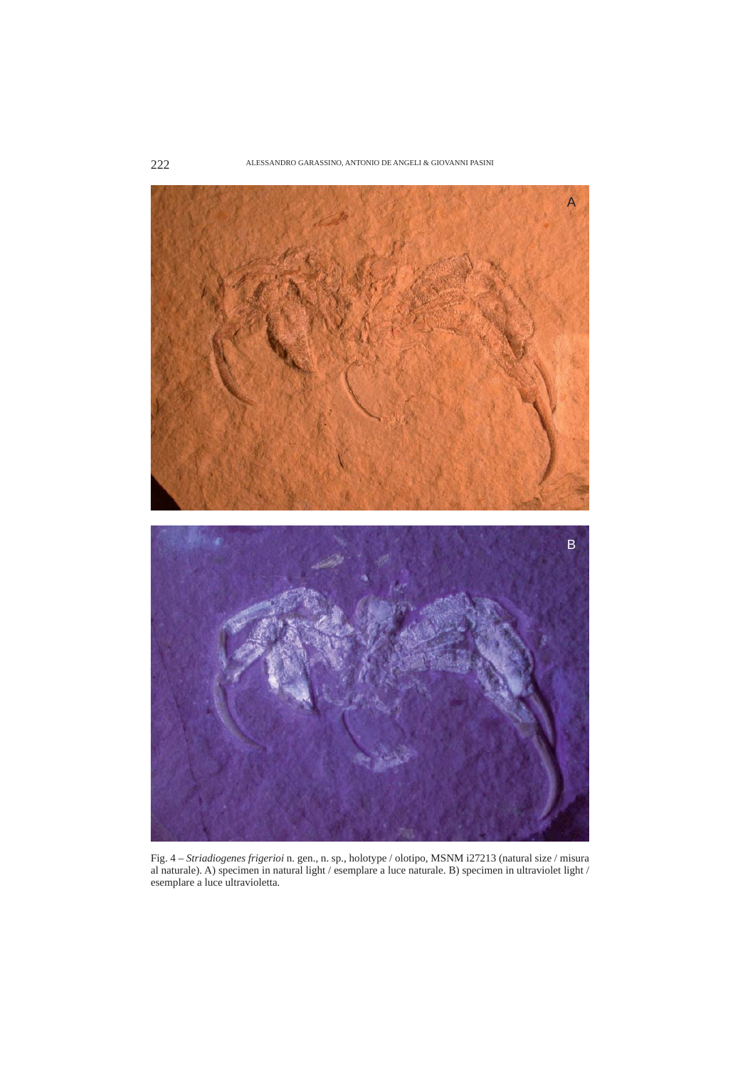Fig. 4 – *Striadiogenes frigerioi* n. gen., n. sp., holotype / olotipo, MSNM i27213 (natural size / misura al naturale). A) specimen in natural light / esemplare a luce naturale. B) specimen in ultraviolet light / esemplare a luce ultravioletta.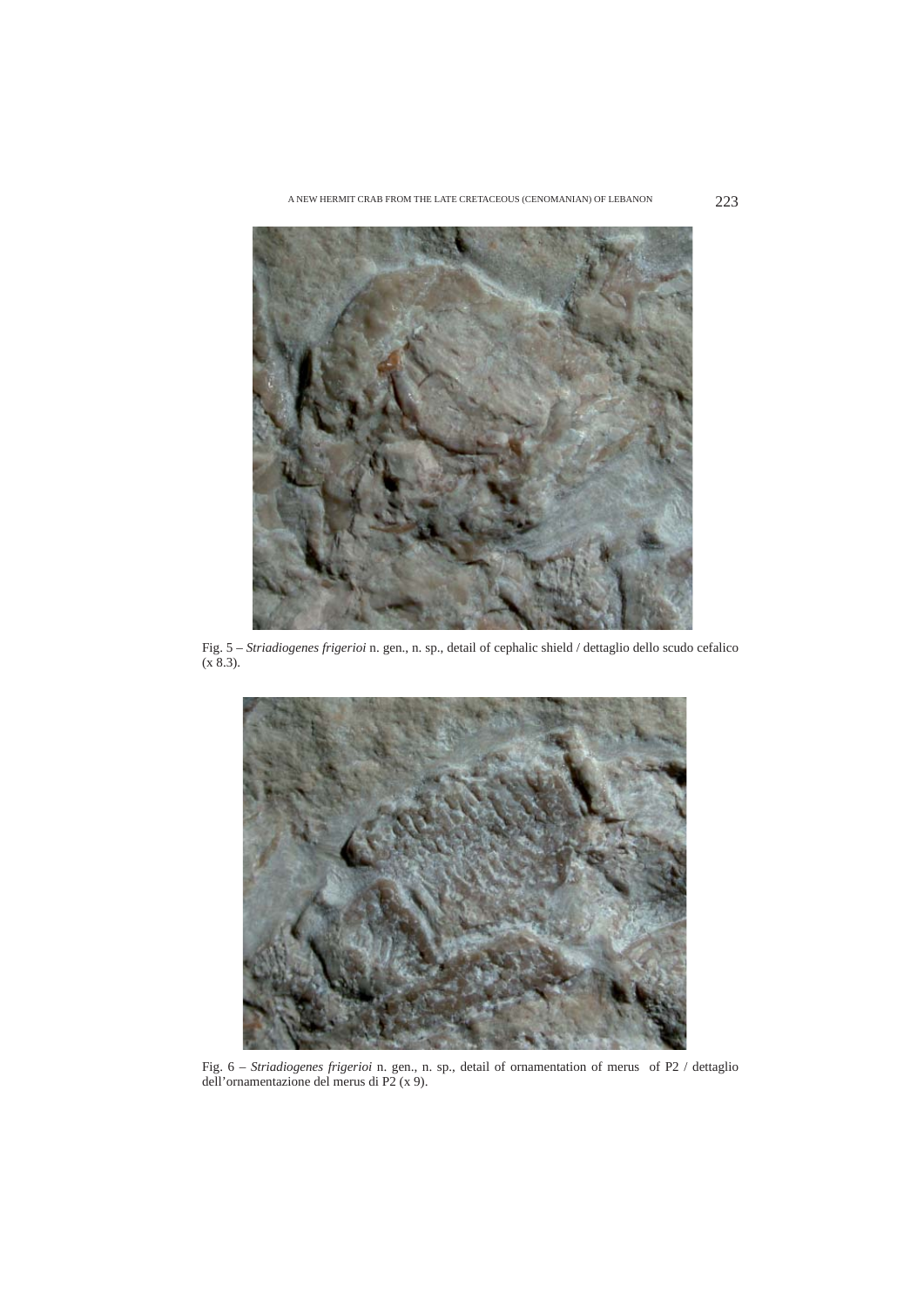Fig. 5 – *Striadiogenes frigerioi* n. gen., n. sp., detail of cephalic shield / dettaglio dello scudo cefalico (x 8.3).

Fig. 6 – *Striadiogenes frigerioi* n. gen., n. sp., detail of ornamentation of merus of P2 / dettaglio dell'ornamentazione del merus di P2 (x 9).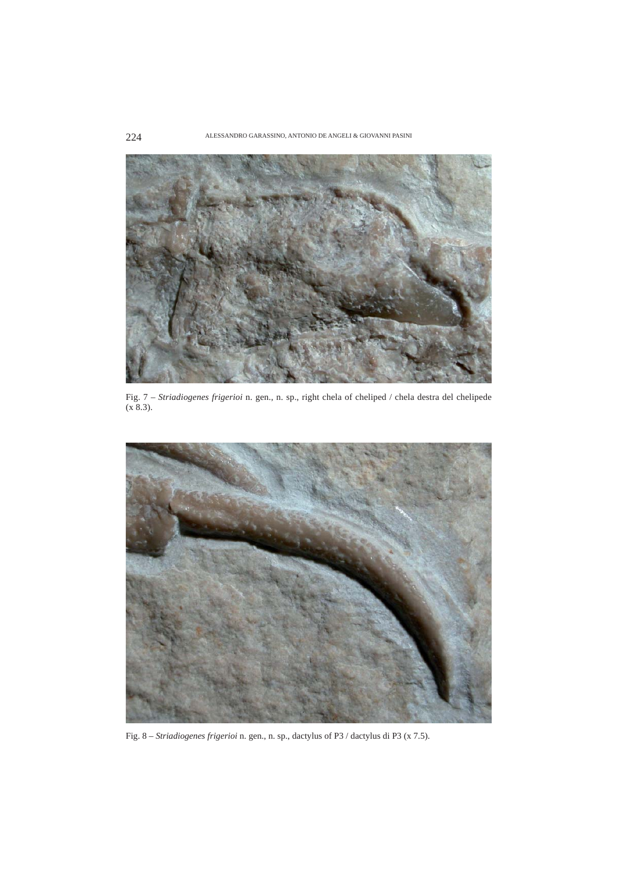Fig. 7 – *Striadiogenes frigerioi* n. gen., n. sp., right chela of cheliped / chela destra del chelipede (x 8.3).

Fig. 8 – *Striadiogenes frigerioi* n. gen., n. sp., dactylus of P3 / dactylus di P3 (x 7.5).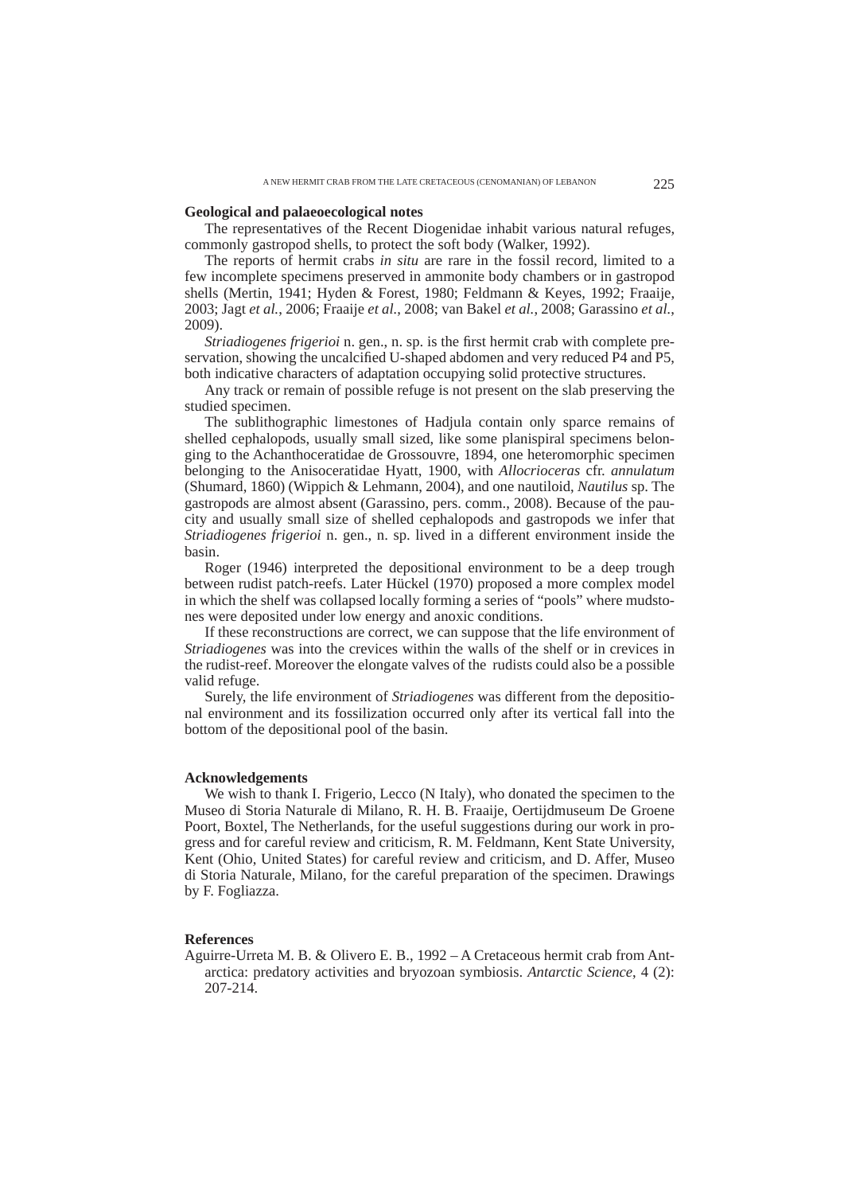## Geological and palaeoecological notes

The representatives of the Recent Diogenidae inhabit various natural refuges, commonly gastropod shells, to protect the soft body (Walker, 1992).

The reports of hermit crabs *in situ* are rare in the fossil record, limited to a few incomplete specimens preserved in ammonite body chambers or in gastropod shells (Mertin, 1941; Hyden & Forest, 1980; Feldmann & Keyes, 1992; Fraaije, 2003; Jagt *et al.*, 2006; Fraaije *et al.*, 2008; van Bakel *et al.*, 2008; Garassino *et al.*, 2009).

*Striadiogenes frigerioi* n. gen., n. sp. is the first hermit crab with complete preservation, showing the uncalcified U-shaped abdomen and very reduced P4 and P5, both indicative characters of adaptation occupying solid protective structures.

Any track or remain of possible refuge is not present on the slab preserving the studied specimen.

The sublithographic limestones of Hadjula contain only sparce remains of shelled cephalopods, usually small sized, like some planispiral specimens belonging to the Achanthoceratidae de Grossouvre, 1894, one heteromorphic specimen belonging to the Anisoceratidae Hyatt, 1900, with *Allocrioceras* cfr. *annulatum* (Shumard, 1860) (Wippich & Lehmann, 2004), and one nautiloid, *Nautilus* sp. The gastropods are almost absent (Garassino, pers. comm., 2008). Because of the paucity and usually small size of shelled cephalopods and gastropods we infer that *Striadiogenes frigerioi* n. gen., n. sp. lived in a different environment inside the basin.

Roger (1946) interpreted the depositional environment to be a deep trough between rudist patch-reefs. Later Hückel (1970) proposed a more complex model in which the shelf was collapsed locally forming a series of "pools" where mudstones were deposited under low energy and anoxic conditions.

If these reconstructions are correct, we can suppose that the life environment of *Striadiogenes* was into the crevices within the walls of the shelf or in crevices in the rudist-reef. Moreover the elongate valves of the rudists could also be a possible valid refuge.

Surely, the life environment of *Striadiogenes* was different from the depositional environment and its fossilization occurred only after its vertical fall into the bottom of the depositional pool of the basin.

## Acknowledgements

We wish to thank I. Frigerio, Lecco (N Italy), who donated the specimen to the Museo di Storia Naturale di Milano, R. H. B. Fraaije, Oertijdmuseum De Groene Poort, Boxtel, The Netherlands, for the useful suggestions during our work in progress and for careful review and criticism, R. M. Feldmann, Kent State University, Kent (Ohio, United States) for careful review and criticism, and D. Affer, Museo di Storia Naturale, Milano, for the careful preparation of the specimen. Drawings by F. Fogliazza.

## References

Aguirre-Urreta M. B. & Olivero E. B., 1992 – A Cretaceous hermit crab from Antarctica: predatory activities and bryozoan symbiosis. *Antarctic Science*, 4 (2): 207-214.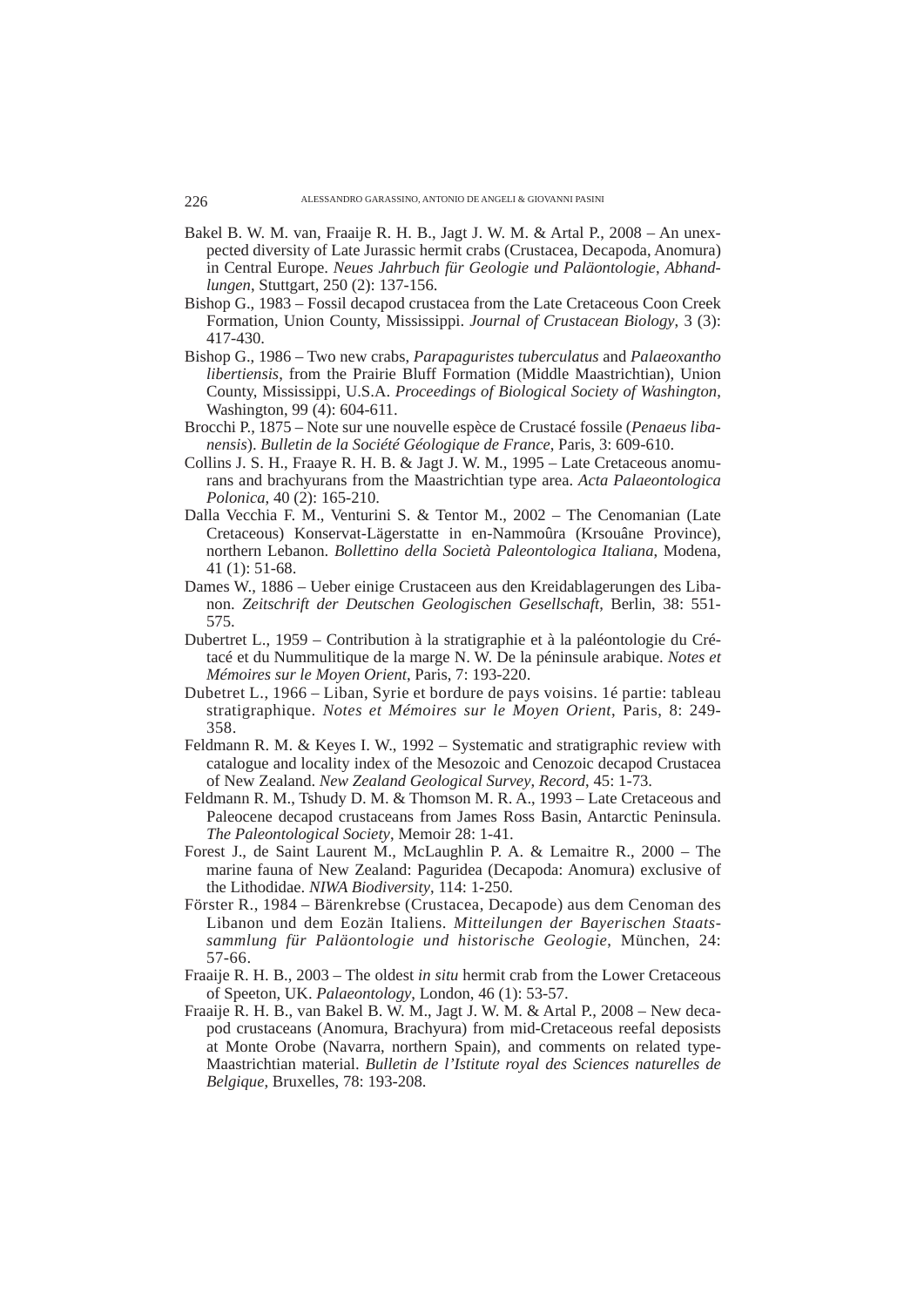Bakel B. W. M. van, Fraaije R. H. B., Jagt J. W. M. & Artal P., 2008 – An unexpected diversity of Late Jurassic hermit crabs (Crustacea, Decapoda, Anomura) in Central Europe. *Neues Jahrbuch für Geologie und Paläontologie, Abhandlungen*, Stuttgart, 250 (2): 137-156.

Bishop G., 1983 – Fossil decapod crustacea from the Late Cretaceous Coon Creek Formation, Union County, Mississippi. *Journal of Crustacean Biology*, 3 (3): 417-430.

Bishop G., 1986 – Two new crabs, *Parapaguristes tuberculatus* and *Palaeoxantho libertiensis*, from the Prairie Bluff Formation (Middle Maastrichtian), Union County, Mississippi, U.S.A. *Proceedings of Biological Society of Washington*, Washington, 99 (4): 604-611.

Brocchi P., 1875 – Note sur une nouvelle espèce de Crustacé fossile (*Penaeus libanensis*). *Bulletin de la Société Géologique de France*, Paris, 3: 609-610.

Collins J. S. H., Fraaye R. H. B. & Jagt J. W. M., 1995 – Late Cretaceous anomurans and brachyurans from the Maastrichtian type area. *Acta Palaeontologica Polonica*, 40 (2): 165-210.

Dalla Vecchia F. M., Venturini S. & Tentor M., 2002 – The Cenomanian (Late Cretaceous) Konservat-Lägerstatte in en-Nammoûra (Krsouâne Province), northern Lebanon. *Bollettino della Società Paleontologica Italiana*, Modena, 41 (1): 51-68.

Dames W., 1886 – Ueber einige Crustaceen aus den Kreidablagerungen des Libanon. *Zeitschrift der Deutschen Geologischen Gesellschaft*, Berlin, 38: 551-575.

Dubertret L., 1959 – Contribution à la stratigraphie et à la paléontologie du Crétacé et du Nummulitique de la marge N. W. De la péninsule arabique. *Notes et Mémoires sur le Moyen Orient*, Paris, 7: 193-220.

Dubetret L., 1966 – Liban, Syrie et bordure de pays voisins. 1é partie: tableau stratigraphique. *Notes et Mémoires sur le Moyen Orient*, Paris, 8: 249-358.

Feldmann R. M. & Keyes I. W., 1992 – Systematic and stratigraphic review with catalogue and locality index of the Mesozoic and Cenozoic decapod Crustacea of New Zealand. *New Zealand Geological Survey, Record*, 45: 1-73.

Feldmann R. M., Tshudy D. M. & Thomson M. R. A., 1993 – Late Cretaceous and Paleocene decapod crustaceans from James Ross Basin, Antarctic Peninsula. *The Paleontological Society*, Memoir 28: 1-41.

Forest J., de Saint Laurent M., McLaughlin P. A. & Lemaitre R., 2000 – The marine fauna of New Zealand: Paguridea (Decapoda: Anomura) exclusive of the Lithodidae. *NIWA Biodiversity*, 114: 1-250.

Förster R., 1984 – Bärenkrebse (Crustacea, Decapode) aus dem Cenoman des Libanon und dem Eozän Italiens. *Mitteilungen der Bayerischen Staatssammlung für Paläontologie und historische Geologie*, München, 24: 57-66.

Fraaije R. H. B., 2003 – The oldest *in situ* hermit crab from the Lower Cretaceous of Speeton, UK. *Palaeontology*, London, 46 (1): 53-57.

Fraaije R. H. B., van Bakel B. W. M., Jagt J. W. M. & Artal P., 2008 – New decapod crustaceans (Anomura, Brachyura) from mid-Cretaceous reefal deposists at Monte Orobe (Navarra, northern Spain), and comments on related type-Maastrichtian material. *Bulletin de l'Istitute royal des Sciences naturelles de Belgique*, Bruxelles, 78: 193-208.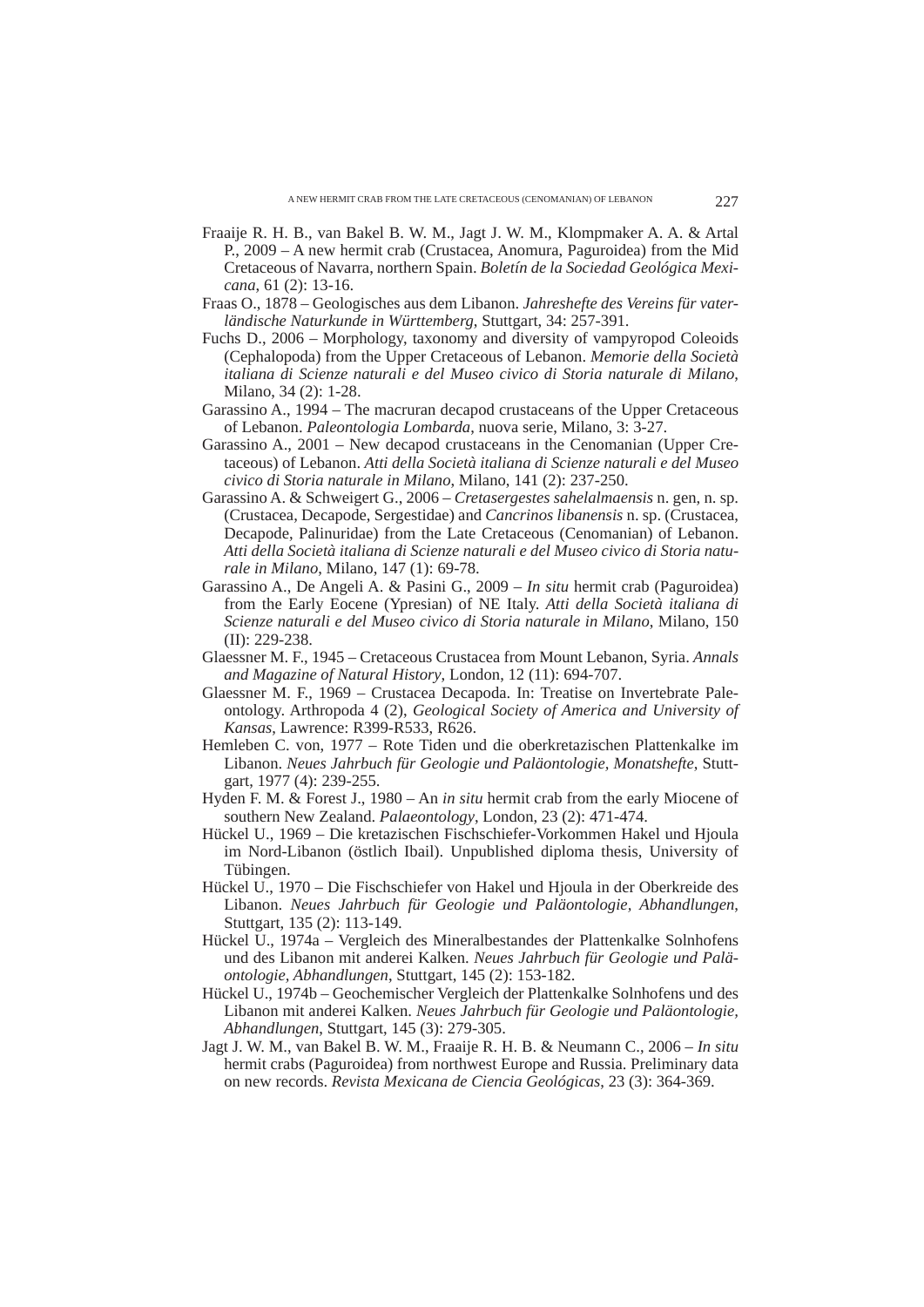Fraaije R. H. B., van Bakel B. W. M., Jagt J. W. M., Klompmaker A. A. & Artal P., 2009 – A new hermit crab (Crustacea, Anomura, Paguroidea) from the Mid Cretaceous of Navarra, northern Spain. *Boletín de la Sociedad Geológica Mexicana*, 61 (2): 13-16.

Fraas O., 1878 – Geologisches aus dem Libanon. *Jahreshefte des Vereins für vaterländische Naturkunde in Württemberg*, Stuttgart, 34: 257-391.

Fuchs D., 2006 – Morphology, taxonomy and diversity of vampyropod Coleoids (Cephalopoda) from the Upper Cretaceous of Lebanon. *Memorie della Società italiana di Scienze naturali e del Museo civico di Storia naturale di Milano*, Milano, 34 (2): 1-28.

Garassino A., 1994 – The macruran decapod crustaceans of the Upper Cretaceous of Lebanon. *Paleontologia Lombarda*, nuova serie, Milano, 3: 3-27.

Garassino A., 2001 – New decapod crustaceans in the Cenomanian (Upper Cretaceous) of Lebanon. *Atti della Società italiana di Scienze naturali e del Museo civico di Storia naturale in Milano*, Milano, 141 (2): 237-250.

Garassino A. & Schweigert G., 2006 – *Cretasergestes sahelalmaensis* n. gen, n. sp. (Crustacea, Decapode, Sergestidae) and *Cancrinos libanensis* n. sp. (Crustacea, Decapode, Palinuridae) from the Late Cretaceous (Cenomanian) of Lebanon. *Atti della Società italiana di Scienze naturali e del Museo civico di Storia naturale in Milano*, Milano, 147 (1): 69-78.

Garassino A., De Angeli A. & Pasini G., 2009 – *In situ* hermit crab (Paguroidea) from the Early Eocene (Ypresian) of NE Italy. *Atti della Società italiana di Scienze naturali e del Museo civico di Storia naturale in Milano*, Milano, 150 (II): 229-238.

Glaessner M. F., 1945 – Cretaceous Crustacea from Mount Lebanon, Syria. *Annals and Magazine of Natural History*, London, 12 (11): 694-707.

Glaessner M. F., 1969 – Crustacea Decapoda. In: Treatise on Invertebrate Paleontology. Arthropoda 4 (2), *Geological Society of America and University of Kansas*, Lawrence: R399-R533, R626.

Hemleben C. von, 1977 – Rote Tiden und die oberkretazischen Plattenkalke im Libanon. *Neues Jahrbuch für Geologie und Paläontologie, Monatshefte*, Stuttgart, 1977 (4): 239-255.

Hyden F. M. & Forest J., 1980 – An *in situ* hermit crab from the early Miocene of southern New Zealand. *Palaeontology*, London, 23 (2): 471-474.

Hückel U., 1969 – Die kretazischen Fischschiefer-Vorkommen Hakel und Hjoula im Nord-Libanon (östlich Ibail). Unpublished diploma thesis, University of Tübingen.

Hückel U., 1970 – Die Fischschiefer von Hakel und Hjoula in der Oberkreide des Libanon. *Neues Jahrbuch für Geologie und Paläontologie, Abhandlungen*, Stuttgart, 135 (2): 113-149.

Hückel U., 1974a – Vergleich des Mineralbestandes der Plattenkalke Solnhofens und des Libanon mit anderei Kalken. *Neues Jahrbuch für Geologie und Paläontologie, Abhandlungen*, Stuttgart, 145 (2): 153-182.

Hückel U., 1974b – Geochemischer Vergleich der Plattenkalke Solnhofens und des Libanon mit anderei Kalken. *Neues Jahrbuch für Geologie und Paläontologie, Abhandlungen*, Stuttgart, 145 (3): 279-305.

Jagt J. W. M., van Bakel B. W. M., Fraaije R. H. B. & Neumann C., 2006 – *In situ* hermit crabs (Paguroidea) from northwest Europe and Russia. Preliminary data on new records. *Revista Mexicana de Ciencia Geológicas*, 23 (3): 364-369.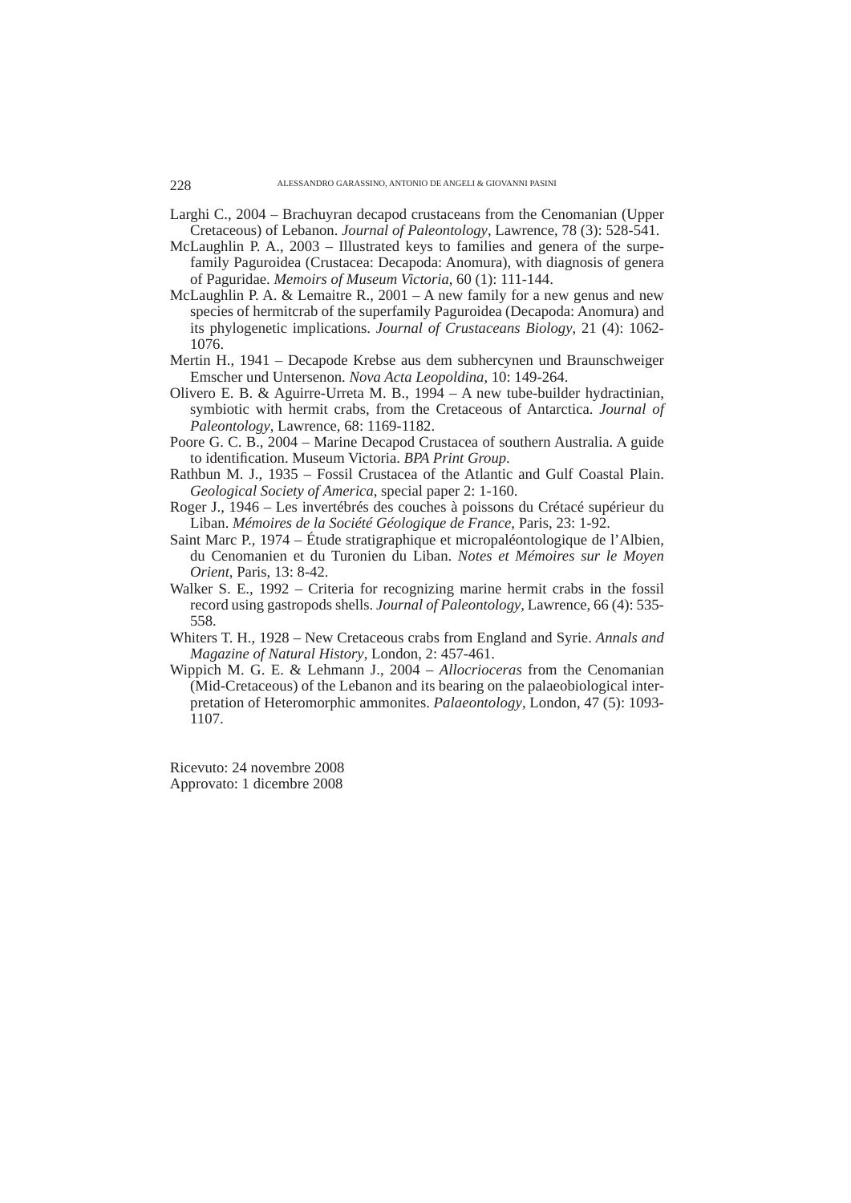Larghi C., 2004 – Brachuyran decapod crustaceans from the Cenomanian (Upper Cretaceous) of Lebanon. *Journal of Paleontology*, Lawrence, 78 (3): 528-541.

McLaughlin P. A., 2003 – Illustrated keys to families and genera of the surpefamily Paguroidea (Crustacea: Decapoda: Anomura), with diagnosis of genera of Paguridae. *Memoirs of Museum Victoria*, 60 (1): 111-144.

McLaughlin P. A. & Lemaitre R., 2001 – A new family for a new genus and new species of hermitcrab of the superfamily Paguroidea (Decapoda: Anomura) and its phylogenetic implications. *Journal of Crustaceans Biology*, 21 (4): 1062-1076.

Mertin H., 1941 – Decapode Krebse aus dem subhercynen und Braunschweiger Emscher und Untersenon. *Nova Acta Leopoldina*, 10: 149-264.

Olivero E. B. & Aguirre-Urreta M. B., 1994 – A new tube-builder hydractinian, symbiotic with hermit crabs, from the Cretaceous of Antarctica. *Journal of Paleontology*, Lawrence, 68: 1169-1182.

Poore G. C. B., 2004 – Marine Decapod Crustacea of southern Australia. A guide to identification. Museum Victoria. *BPA Print Group*.

Rathbun M. J., 1935 – Fossil Crustacea of the Atlantic and Gulf Coastal Plain. *Geological Society of America*, special paper 2: 1-160.

Roger J., 1946 – Les invertébrés des couches à poissons du Crétacé supérieur du Liban. *Mémoires de la Société Géologique de France*, Paris, 23: 1-92.

Saint Marc P., 1974 – Étude stratigraphique et micropaléontologique de l'Albien, du Cenomanien et du Turonien du Liban. *Notes et Mémoires sur le Moyen Orient*, Paris, 13: 8-42.

Walker S. E., 1992 – Criteria for recognizing marine hermit crabs in the fossil record using gastropods shells. *Journal of Paleontology*, Lawrence, 66 (4): 535-558.

Whiters T. H., 1928 – New Cretaceous crabs from England and Syrie. *Annals and Magazine of Natural History*, London, 2: 457-461.

Wippich M. G. E. & Lehmann J., 2004 – *Allocrioceras* from the Cenomanian (Mid-Cretaceous) of the Lebanon and its bearing on the palaeobiological interpretation of Heteromorphic ammonites. *Palaeontology*, London, 47 (5): 1093-1107.

Ricevuto: 24 novembre 2008
Approvato: 1 dicembre 2008